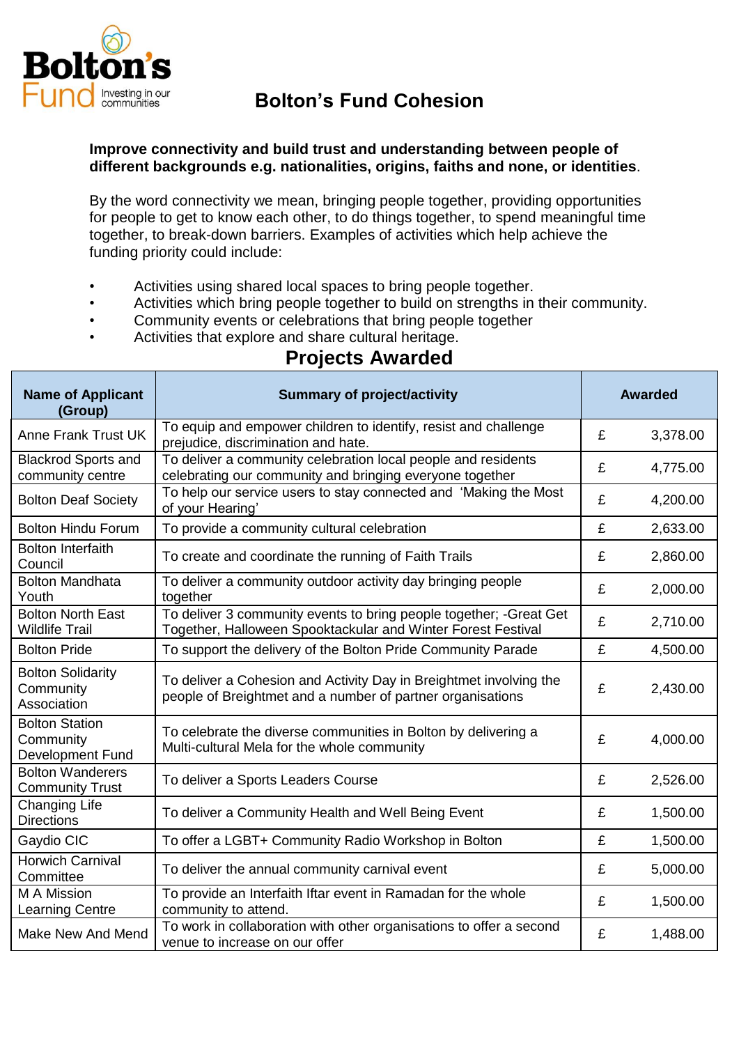# Bolton's Fund Cohesion

**Improve connectivity and build trust and understanding between people of different backgrounds e.g. nationalities, origins, faiths and none, or identities**.

By the word connectivity we mean, bringing people together, providing opportunities for people to get to know each other, to do things together, to spend meaningful time together, to break-down barriers. Examples of activities which help achieve the funding priority could include:

- Activities using shared local spaces to bring people together.
- Activities which bring people together to build on strengths in their community.
- Community events or celebrations that bring people together
- Activities that explore and share cultural heritage.

## Projects Awarded

| Name of Applicant (Group) | Summary of project/activity | Awarded | |
|---|---|---|---|
| Anne Frank Trust UK | To equip and empower children to identify, resist and challenge prejudice, discrimination and hate. | £ | 3,378.00 |
| Blackrod Sports and community centre | To deliver a community celebration local people and residents celebrating our community and bringing everyone together | £ | 4,775.00 |
| Bolton Deaf Society | To help our service users to stay connected and 'Making the Most of your Hearing' | £ | 4,200.00 |
| Bolton Hindu Forum | To provide a community cultural celebration | £ | 2,633.00 |
| Bolton Interfaith Council | To create and coordinate the running of Faith Trails | £ | 2,860.00 |
| Bolton Mandhata Youth | To deliver a community outdoor activity day bringing people together | £ | 2,000.00 |
| Bolton North East Wildlife Trail | To deliver 3 community events to bring people together; -Great Get Together, Halloween Spooktackular and Winter Forest Festival | £ | 2,710.00 |
| Bolton Pride | To support the delivery of the Bolton Pride Community Parade | £ | 4,500.00 |
| Bolton Solidarity Community Association | To deliver a Cohesion and Activity Day in Breightmet involving the people of Breightmet and a number of partner organisations | £ | 2,430.00 |
| Bolton Station Community Development Fund | To celebrate the diverse communities in Bolton by delivering a Multi-cultural Mela for the whole community | £ | 4,000.00 |
| Bolton Wanderers Community Trust | To deliver a Sports Leaders Course | £ | 2,526.00 |
| Changing Life Directions | To deliver a Community Health and Well Being Event | £ | 1,500.00 |
| Gaydio CIC | To offer a LGBT+ Community Radio Workshop in Bolton | £ | 1,500.00 |
| Horwich Carnival Committee | To deliver the annual community carnival event | £ | 5,000.00 |
| M A Mission Learning Centre | To provide an Interfaith Iftar event in Ramadan for the whole community to attend. | £ | 1,500.00 |
| Make New And Mend | To work in collaboration with other organisations to offer a second venue to increase on our offer | £ | 1,488.00 |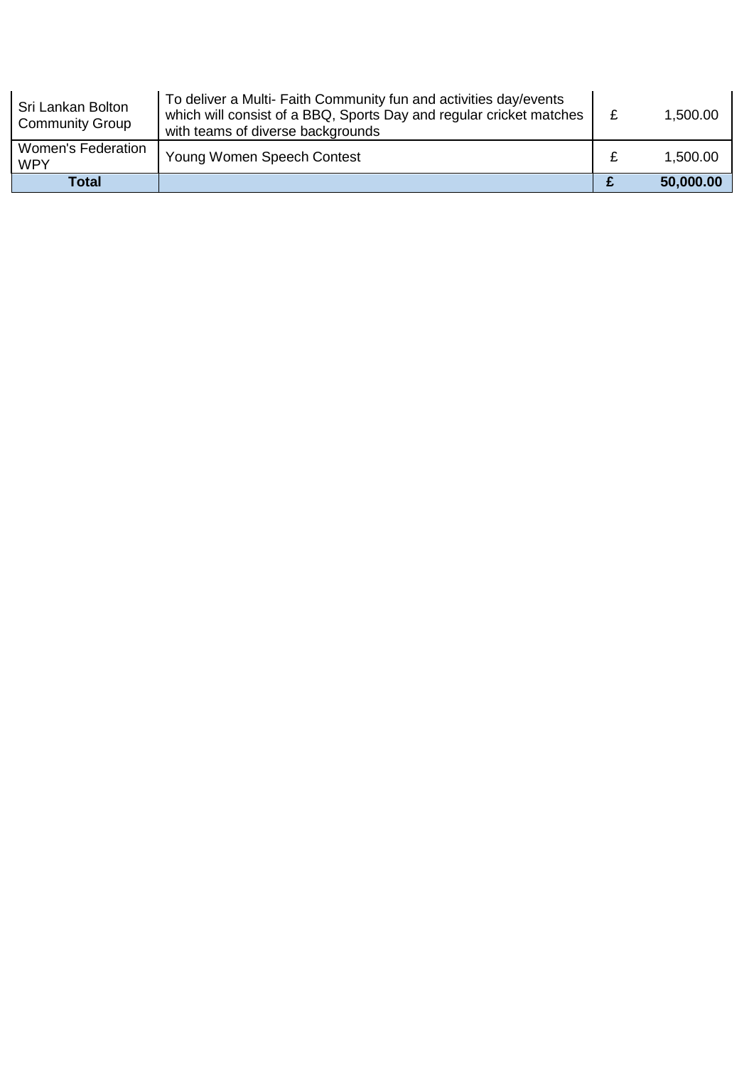| | | | |
|---|---|---|---|
| Sri Lankan Bolton Community Group | To deliver a Multi- Faith Community fun and activities day/events which will consist of a BBQ, Sports Day and regular cricket matches with teams of diverse backgrounds | £ | 1,500.00 |
| Women's Federation WPY | Young Women Speech Contest | £ | 1,500.00 |
| **Total** | | **£** | **50,000.00** |